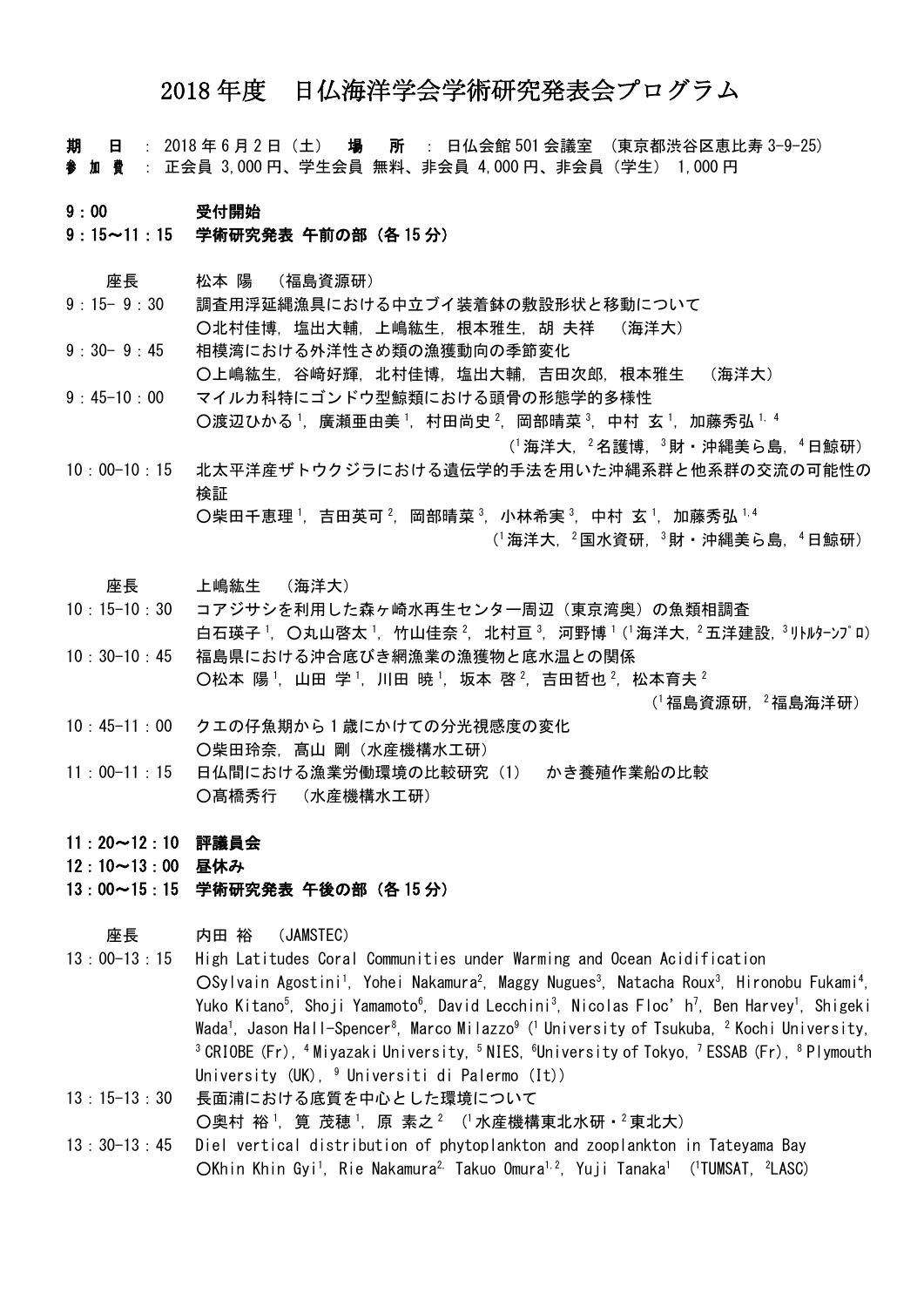# 2018 年度　日仏海洋学会学術研究発表会プログラム

**期　日** ： 2018 年 6 月 2 日（土）　**場　所** ： 日仏会館 501 会議室 （東京都渋谷区恵比寿 3-9-25）
**参 加 費** ： 正会員 3,000 円、学生会員 無料、非会員 4,000 円、非会員（学生） 1,000 円

**9：00　　　　受付開始**

**9：15〜11：15　学術研究発表 午前の部（各 15 分）**

座長　　松本 陽 （福島資源研）

9：15- 9：30　調査用浮延縄漁具における中立ブイ装着鉢の敷設形状と移動について
○北村佳博，塩出大輔，上嶋紘生，根本雅生，胡 夫祥 （海洋大）

9：30- 9：45　相模湾における外洋性さめ類の漁獲動向の季節変化
○上嶋紘生，谷崎好輝，北村佳博，塩出大輔，吉田次郎，根本雅生 （海洋大）

9：45-10：00　マイルカ科特にゴンドウ型鯨類における頭骨の形態学的多様性
○渡辺ひかる[1]，廣瀬亜由美[1]，村田尚史[2]，岡部晴菜[3]，中村 玄[1]，加藤秀弘[1,4]
（[1]海洋大，[2]名護博，[3]財・沖縄美ら島，[4]日鯨研）

10：00-10：15　北太平洋産ザトウクジラにおける遺伝学的手法を用いた沖縄系群と他系群の交流の可能性の検証
○柴田千恵理[1]，吉田英可[2]，岡部晴菜[3]，小林希実[3]，中村 玄[1]，加藤秀弘[1,4]
（[1]海洋大，[2]国水資研，[3]財・沖縄美ら島，[4]日鯨研）

座長　　上嶋紘生 （海洋大）

10：15-10：30　コアジサシを利用した森ヶ崎水再生センター周辺（東京湾奥）の魚類相調査
白石瑛子[1]，○丸山啓太[1]，竹山佳奈[2]，北村亘[3]，河野博[1]（[1]海洋大，[2]五洋建設，[3]ﾘﾄﾙﾀｰﾝﾌﾟﾛ）

10：30-10：45　福島県における沖合底びき網漁業の漁獲物と底水温との関係
○松本 陽[1]，山田 学[1]，川田 暁[1]，坂本 啓[2]，吉田哲也[2]，松本育夫[2]
（[1]福島資源研，[2]福島海洋研）

10：45-11：00　クエの仔魚期から 1 歳にかけての分光視感度の変化
○柴田玲奈，高山 剛（水産機構水工研）

11：00-11：15　日仏間における漁業労働環境の比較研究（1）　かき養殖作業船の比較
○髙橋秀行 （水産機構水工研）

**11：20〜12：10　評議員会**

**12：10〜13：00　昼休み**

**13：00〜15：15　学術研究発表 午後の部（各 15 分）**

座長　　内田 裕 （JAMSTEC）

13：00-13：15　High Latitudes Coral Communities under Warming and Ocean Acidification
○Sylvain Agostini[1], Yohei Nakamura[2], Maggy Nugues[3], Natacha Roux[3], Hironobu Fukami[4], Yuko Kitano[5], Shoji Yamamoto[6], David Lecchini[3], Nicolas Floc'h[7], Ben Harvey[1], Shigeki Wada[1], Jason Hall-Spencer[8], Marco Milazzo[9] ([1] University of Tsukuba, [2] Kochi University, [3] CRIOBE (Fr), [4] Miyazaki University, [5] NIES, [6]University of Tokyo, [7] ESSAB (Fr), [8] Plymouth University (UK), [9] Universiti di Palermo (It))

13：15-13：30　長面浦における底質を中心とした環境について
○奥村 裕[1]，筧 茂穂[1]，原 素之[2] （[1]水産機構東北水研・[2]東北大）

13：30-13：45　Diel vertical distribution of phytoplankton and zooplankton in Tateyama Bay
○Khin Khin Gyi[1], Rie Nakamura[2], Takuo Omura[1,2], Yuji Tanaka[1] ([1]TUMSAT, [2]LASC)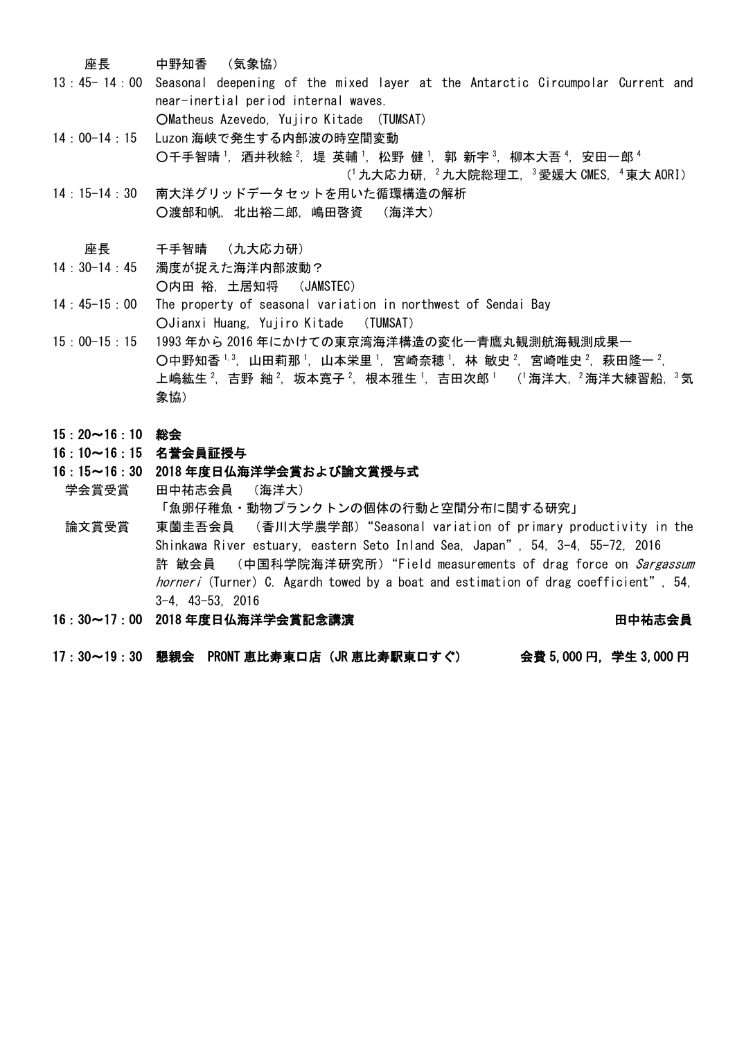座長　　中野知香　（気象協）

13：45- 14：00　Seasonal deepening of the mixed layer at the Antarctic Circumpolar Current and near-inertial period internal waves.
〇Matheus Azevedo, Yujiro Kitade　(TUMSAT)

14：00-14：15　Luzon 海峡で発生する内部波の時空間変動
〇千手智晴[1]，酒井秋絵[2]，堤 英輔[1]，松野 健[1]，郭 新宇[3]，柳本大吾[4]，安田一郎[4]
([1]九大応力研，[2]九大院総理工，[3]愛媛大 CMES，[4]東大 AORI)

14：15-14：30　南大洋グリッドデータセットを用いた循環構造の解析
〇渡部和帆，北出裕二郎，嶋田啓資　（海洋大）

座長　　千手智晴　（九大応力研）

14：30-14：45　濁度が捉えた海洋内部波動？
〇内田 裕，土居知将　（JAMSTEC）

14：45-15：00　The property of seasonal variation in northwest of Sendai Bay
〇Jianxi Huang, Yujiro Kitade　(TUMSAT)

15：00-15：15　1993 年から 2016 年にかけての東京湾海洋構造の変化―青鷹丸観測航海観測成果―
〇中野知香[1,3]，山田莉那[1]，山本栄里[1]，宮崎奈穂[1]，林 敏史[2]，宮崎唯史[2]，萩田隆一[2]，上嶋紘生[2]，吉野 紬[2]，坂本寛子[2]，根本雅生[1]，吉田次郎[1]　([1]海洋大，[2]海洋大練習船，[3]気象協)

**15：20～16：10　総会**

**16：10～16：15　名誉会員証授与**

**16：15～16：30　2018 年度日仏海洋学会賞および論文賞授与式**

学会賞受賞　田中祐志会員　（海洋大）
「魚卵仔稚魚・動物プランクトンの個体の行動と空間分布に関する研究」

論文賞受賞　東薗圭吾会員　（香川大学農学部）“Seasonal variation of primary productivity in the Shinkawa River estuary, eastern Seto Inland Sea, Japan”, 54, 3-4, 55-72, 2016
許 敏会員　（中国科学院海洋研究所）“Field measurements of drag force on *Sargassum horneri* (Turner) C. Agardh towed by a boat and estimation of drag coefficient”, 54, 3-4, 43-53, 2016

**16：30～17：00　2018 年度日仏海洋学会賞記念講演　　田中祐志会員**

**17：30～19：30　懇親会　PRONT 恵比寿東口店（JR 恵比寿駅東口すぐ）　　会費 5,000 円，学生 3,000 円**